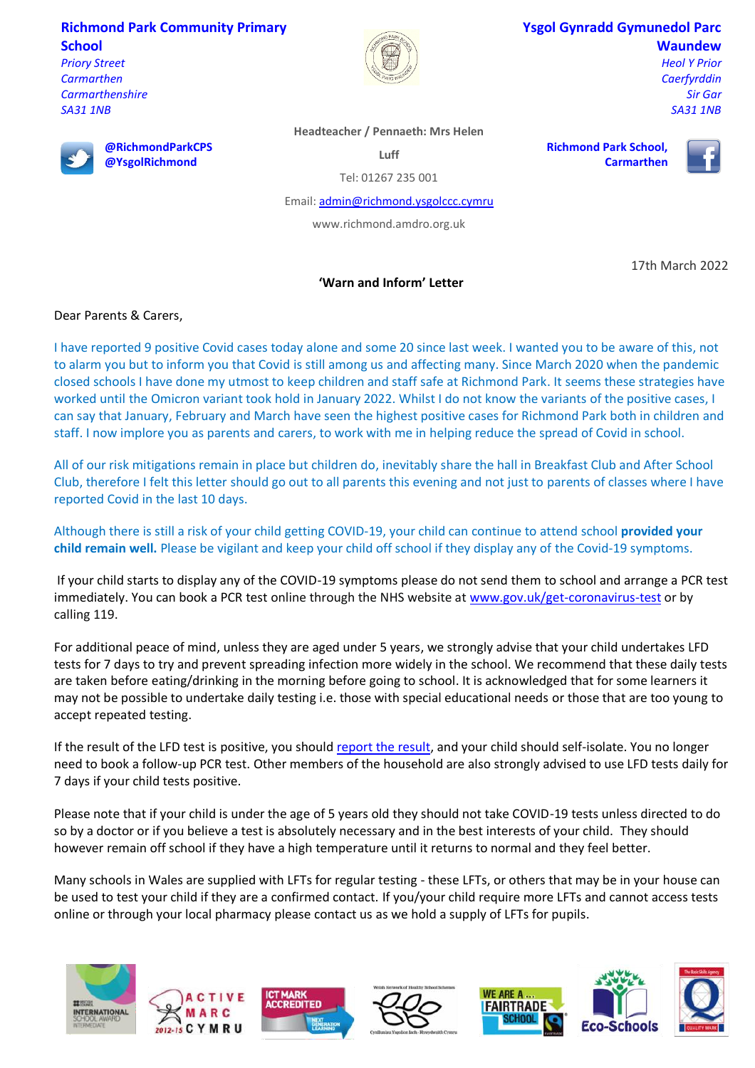**Richmond Park Community Primary School**
*Priory Street*
*Carmarthen*
*Carmarthenshire*
*SA31 1NB*

**Ysgol Gynradd Gymunedol Parc Waundew**
*Heol Y Prior*
*Caerfyrddin*
*Sir Gar*
*SA31 1NB*

**@RichmondParkCPS**
**@YsgolRichmond**

**Headteacher / Pennaeth: Mrs Helen Luff**

Tel: 01267 235 001

Email: admin@richmond.ysgolccc.cymru

www.richmond.amdro.org.uk

**Richmond Park School, Carmarthen**

17th March 2022

**'Warn and Inform' Letter**

Dear Parents & Carers,

I have reported 9 positive Covid cases today alone and some 20 since last week. I wanted you to be aware of this, not to alarm you but to inform you that Covid is still among us and affecting many. Since March 2020 when the pandemic closed schools I have done my utmost to keep children and staff safe at Richmond Park. It seems these strategies have worked until the Omicron variant took hold in January 2022. Whilst I do not know the variants of the positive cases, I can say that January, February and March have seen the highest positive cases for Richmond Park both in children and staff. I now implore you as parents and carers, to work with me in helping reduce the spread of Covid in school.

All of our risk mitigations remain in place but children do, inevitably share the hall in Breakfast Club and After School Club, therefore I felt this letter should go out to all parents this evening and not just to parents of classes where I have reported Covid in the last 10 days.

Although there is still a risk of your child getting COVID-19, your child can continue to attend school **provided your child remain well.** Please be vigilant and keep your child off school if they display any of the Covid-19 symptoms.

If your child starts to display any of the COVID-19 symptoms please do not send them to school and arrange a PCR test immediately. You can book a PCR test online through the NHS website at www.gov.uk/get-coronavirus-test or by calling 119.

For additional peace of mind, unless they are aged under 5 years, we strongly advise that your child undertakes LFD tests for 7 days to try and prevent spreading infection more widely in the school. We recommend that these daily tests are taken before eating/drinking in the morning before going to school. It is acknowledged that for some learners it may not be possible to undertake daily testing i.e. those with special educational needs or those that are too young to accept repeated testing.

If the result of the LFD test is positive, you should report the result, and your child should self-isolate. You no longer need to book a follow-up PCR test. Other members of the household are also strongly advised to use LFD tests daily for 7 days if your child tests positive.

Please note that if your child is under the age of 5 years old they should not take COVID-19 tests unless directed to do so by a doctor or if you believe a test is absolutely necessary and in the best interests of your child. They should however remain off school if they have a high temperature until it returns to normal and they feel better.

Many schools in Wales are supplied with LFTs for regular testing - these LFTs, or others that may be in your house can be used to test your child if they are a confirmed contact. If you/your child require more LFTs and cannot access tests online or through your local pharmacy please contact us as we hold a supply of LFTs for pupils.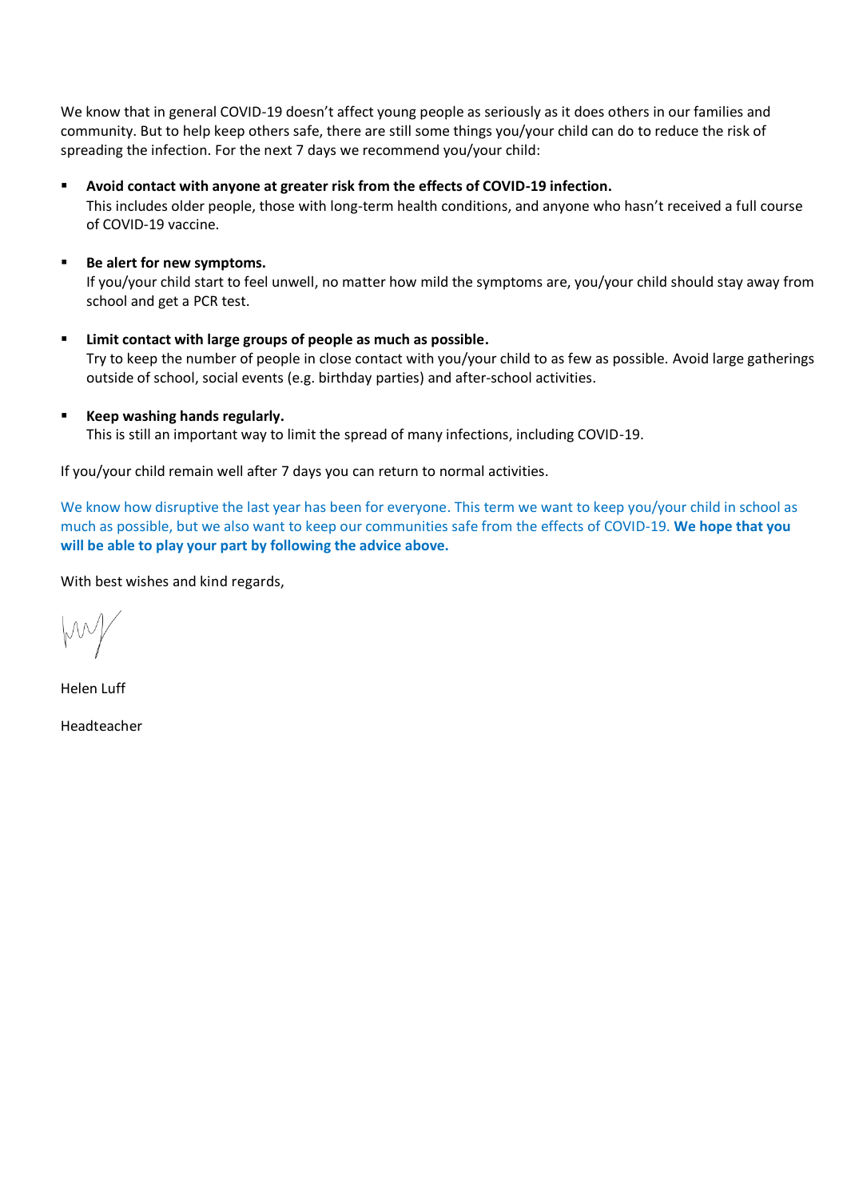We know that in general COVID-19 doesn't affect young people as seriously as it does others in our families and community. But to help keep others safe, there are still some things you/your child can do to reduce the risk of spreading the infection. For the next 7 days we recommend you/your child:

- **Avoid contact with anyone at greater risk from the effects of COVID-19 infection.**
  This includes older people, those with long-term health conditions, and anyone who hasn't received a full course of COVID-19 vaccine.

- **Be alert for new symptoms.**
  If you/your child start to feel unwell, no matter how mild the symptoms are, you/your child should stay away from school and get a PCR test.

- **Limit contact with large groups of people as much as possible.**
  Try to keep the number of people in close contact with you/your child to as few as possible. Avoid large gatherings outside of school, social events (e.g. birthday parties) and after-school activities.

- **Keep washing hands regularly.**
  This is still an important way to limit the spread of many infections, including COVID-19.

If you/your child remain well after 7 days you can return to normal activities.

We know how disruptive the last year has been for everyone. This term we want to keep you/your child in school as much as possible, but we also want to keep our communities safe from the effects of COVID-19. **We hope that you will be able to play your part by following the advice above.**

With best wishes and kind regards,

Helen Luff

Headteacher